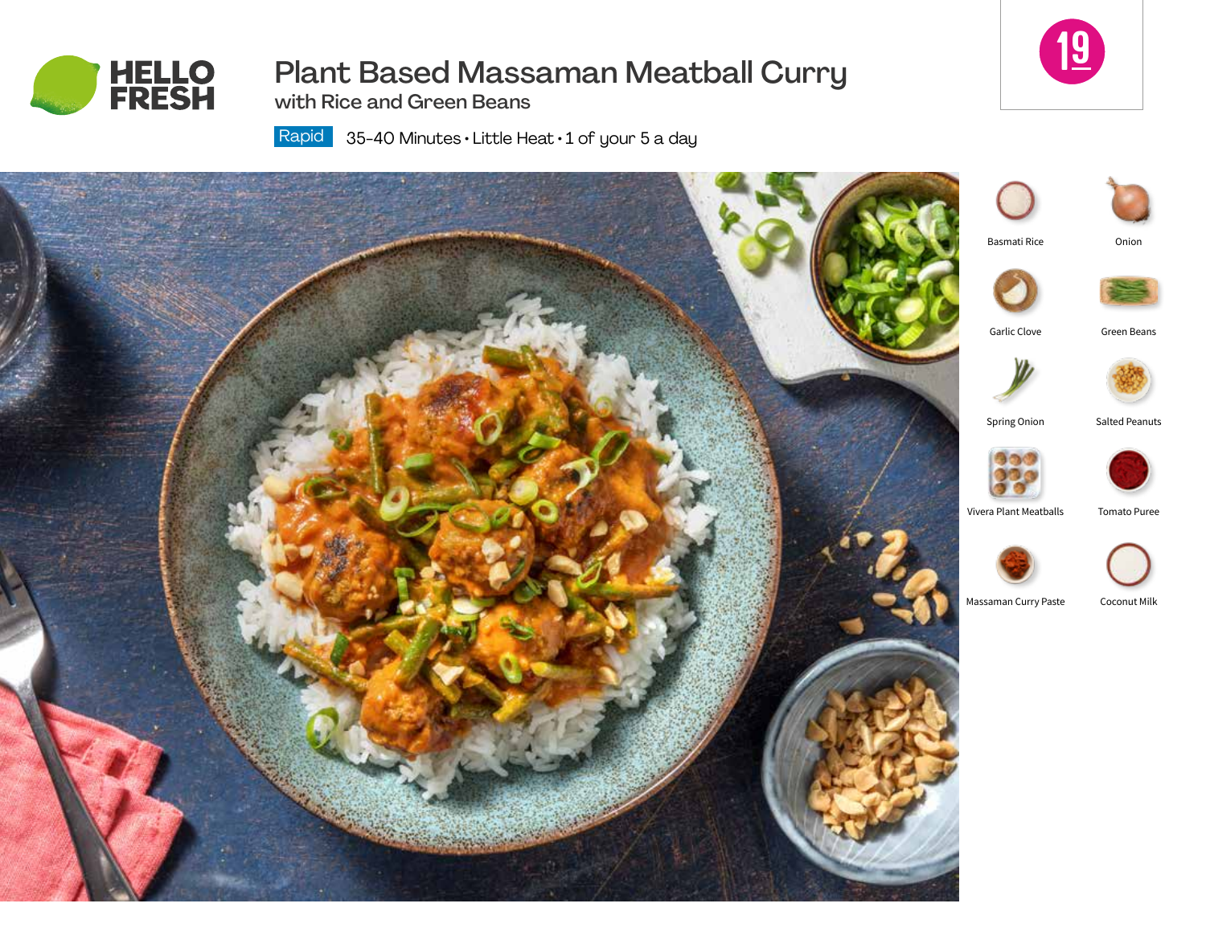# Plant Based Massaman Meatball Curry

## with Rice and Green Beans

Rapid 35-40 Minutes • Little Heat • 1 of your 5 a day

19

- Basmati Rice
- Onion
- Garlic Clove
- Green Beans
- Spring Onion
- Salted Peanuts
- Vivera Plant Meatballs
- Tomato Puree
- Massaman Curry Paste
- Coconut Milk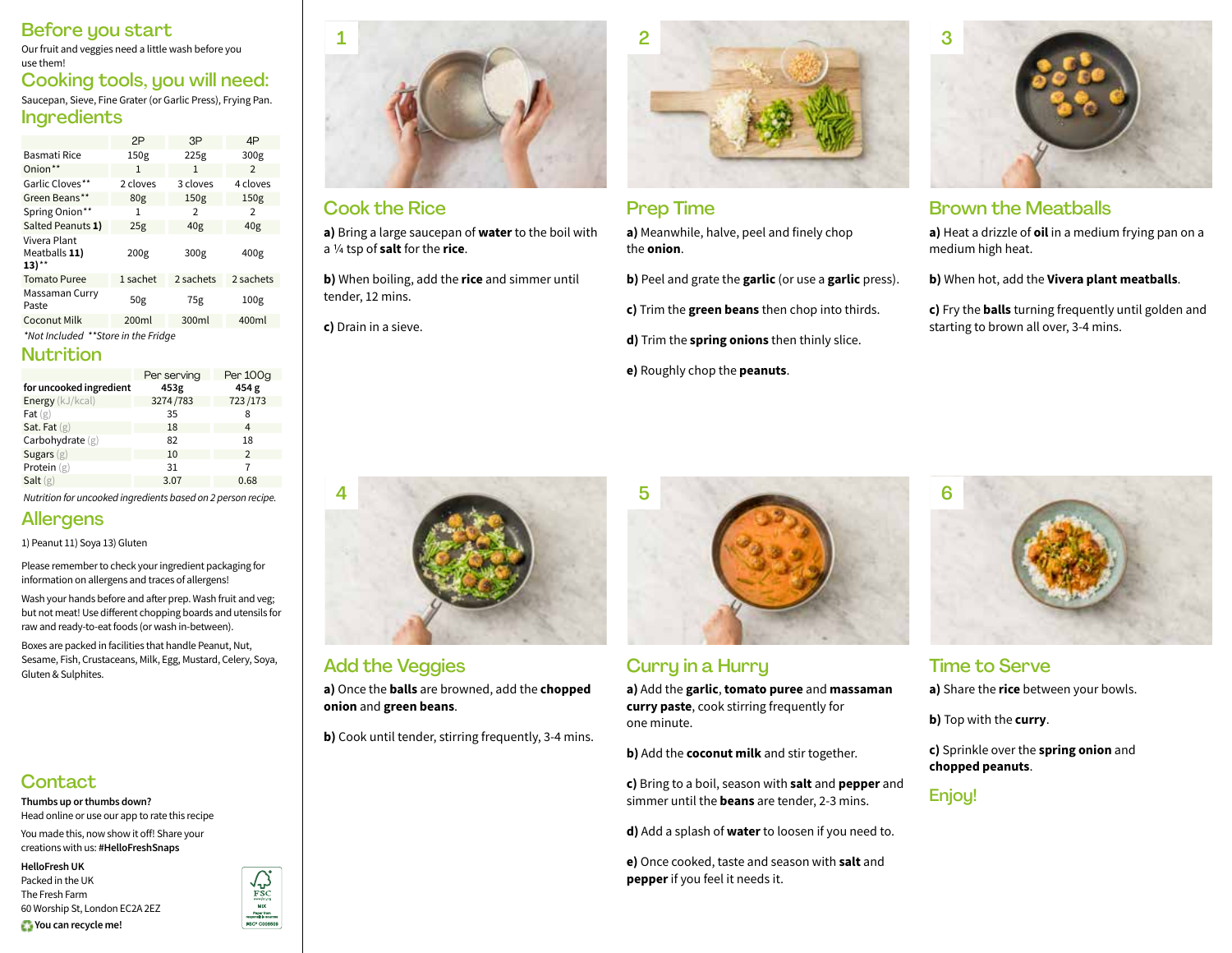## Before you start

Our fruit and veggies need a little wash before you use them!

## Cooking tools, you will need:

Saucepan, Sieve, Fine Grater (or Garlic Press), Frying Pan.

## Ingredients

| | 2P | 3P | 4P |
|---|---|---|---|
| Basmati Rice | 150g | 225g | 300g |
| Onion** | 1 | 1 | 2 |
| Garlic Cloves** | 2 cloves | 3 cloves | 4 cloves |
| Green Beans** | 80g | 150g | 150g |
| Spring Onion** | 1 | 2 | 2 |
| Salted Peanuts **1)** | 25g | 40g | 40g |
| Vivera Plant Meatballs **11) 13)**** | 200g | 300g | 400g |
| Tomato Puree | 1 sachet | 2 sachets | 2 sachets |
| Massaman Curry Paste | 50g | 75g | 100g |
| Coconut Milk | 200ml | 300ml | 400ml |

*\*Not Included \*\*Store in the Fridge*

## Nutrition

| | Per serving | Per 100g |
|---|---|---|
| **for uncooked ingredient** | **453g** | **454 g** |
| Energy (kJ/kcal) | 3274 /783 | 723 /173 |
| Fat (g) | 35 | 8 |
| Sat. Fat (g) | 18 | 4 |
| Carbohydrate (g) | 82 | 18 |
| Sugars (g) | 10 | 2 |
| Protein (g) | 31 | 7 |
| Salt (g) | 3.07 | 0.68 |

*Nutrition for uncooked ingredients based on 2 person recipe.*

## Allergens

1) Peanut 11) Soya 13) Gluten

Please remember to check your ingredient packaging for information on allergens and traces of allergens!

Wash your hands before and after prep. Wash fruit and veg; but not meat! Use different chopping boards and utensils for raw and ready-to-eat foods (or wash in-between).

Boxes are packed in facilities that handle Peanut, Nut, Sesame, Fish, Crustaceans, Milk, Egg, Mustard, Celery, Soya, Gluten & Sulphites.

## Contact

**Thumbs up or thumbs down?**
Head online or use our app to rate this recipe

You made this, now show it off! Share your creations with us: **#HelloFreshSnaps**

**HelloFresh UK**
Packed in the UK
The Fresh Farm
60 Worship St, London EC2A 2EZ

**You can recycle me!**

## 1 Cook the Rice

**a)** Bring a large saucepan of **water** to the boil with a ¼ tsp of **salt** for the **rice**.

**b)** When boiling, add the **rice** and simmer until tender, 12 mins.

**c)** Drain in a sieve.

## 2 Prep Time

**a)** Meanwhile, halve, peel and finely chop the **onion**.

**b)** Peel and grate the **garlic** (or use a **garlic** press).

**c)** Trim the **green beans** then chop into thirds.

**d)** Trim the **spring onions** then thinly slice.

**e)** Roughly chop the **peanuts**.

## 3 Brown the Meatballs

**a)** Heat a drizzle of **oil** in a medium frying pan on a medium high heat.

**b)** When hot, add the **Vivera plant meatballs**.

**c)** Fry the **balls** turning frequently until golden and starting to brown all over, 3-4 mins.

## 4 Add the Veggies

**a)** Once the **balls** are browned, add the **chopped onion** and **green beans**.

**b)** Cook until tender, stirring frequently, 3-4 mins.

## 5 Curry in a Hurry

**a)** Add the **garlic**, **tomato puree** and **massaman curry paste**, cook stirring frequently for one minute.

**b)** Add the **coconut milk** and stir together.

**c)** Bring to a boil, season with **salt** and **pepper** and simmer until the **beans** are tender, 2-3 mins.

**d)** Add a splash of **water** to loosen if you need to.

**e)** Once cooked, taste and season with **salt** and **pepper** if you feel it needs it.

## 6 Time to Serve

**a)** Share the **rice** between your bowls.

**b)** Top with the **curry**.

**c)** Sprinkle over the **spring onion** and **chopped peanuts**.

**Enjoy!**